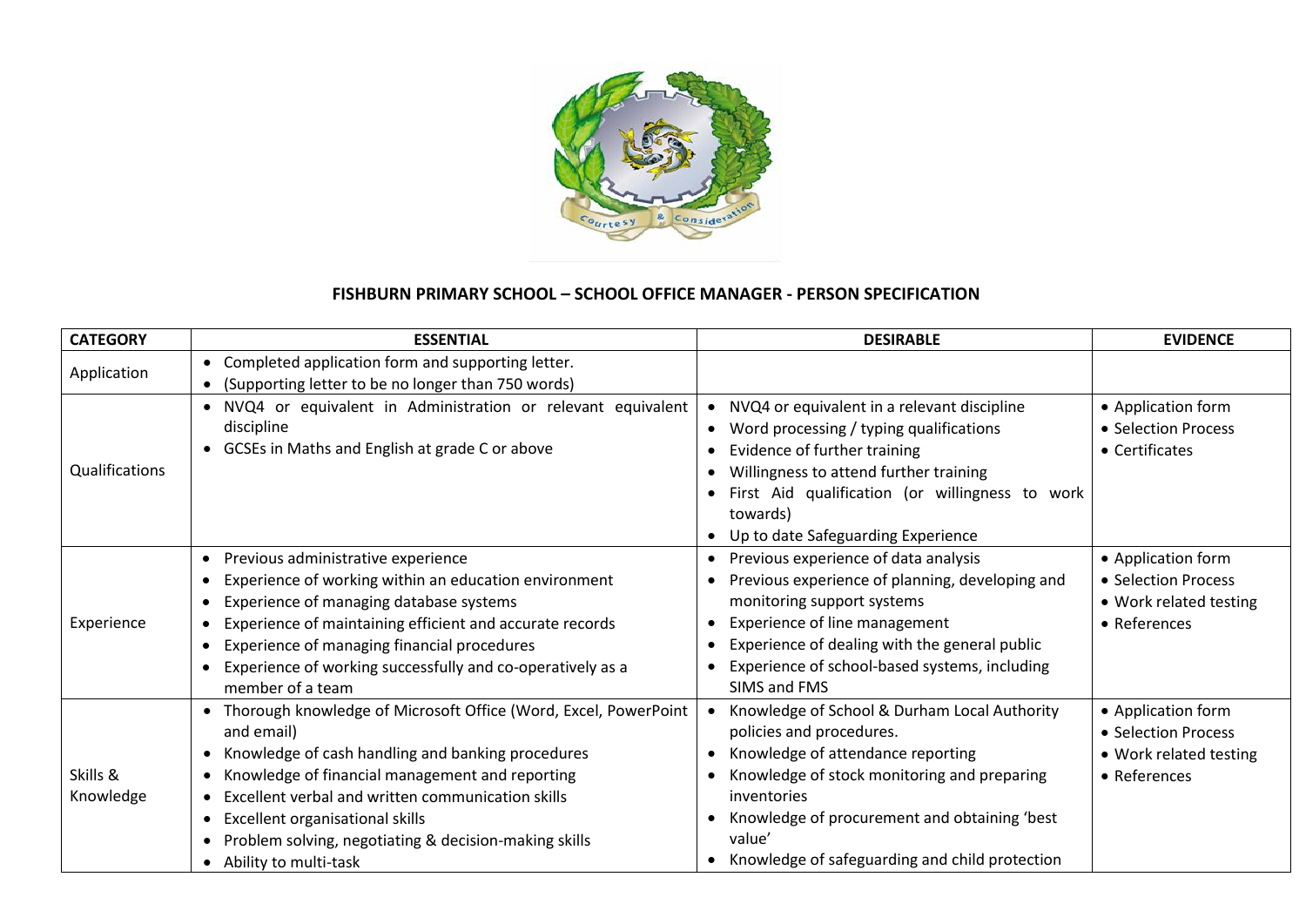# FISHBURN PRIMARY SCHOOL – SCHOOL OFFICE MANAGER - PERSON SPECIFICATION

| CATEGORY | ESSENTIAL | DESIRABLE | EVIDENCE |
| --- | --- | --- | --- |
| Application | • Completed application form and supporting letter.<br>• (Supporting letter to be no longer than 750 words) | | |
| Qualifications | • NVQ4 or equivalent in Administration or relevant equivalent discipline<br>• GCSEs in Maths and English at grade C or above | • NVQ4 or equivalent in a relevant discipline<br>• Word processing / typing qualifications<br>• Evidence of further training<br>• Willingness to attend further training<br>• First Aid qualification (or willingness to work towards)<br>• Up to date Safeguarding Experience | • Application form<br>• Selection Process<br>• Certificates |
| Experience | • Previous administrative experience<br>• Experience of working within an education environment<br>• Experience of managing database systems<br>• Experience of maintaining efficient and accurate records<br>• Experience of managing financial procedures<br>• Experience of working successfully and co-operatively as a member of a team | • Previous experience of data analysis<br>• Previous experience of planning, developing and monitoring support systems<br>• Experience of line management<br>• Experience of dealing with the general public<br>• Experience of school-based systems, including SIMS and FMS | • Application form<br>• Selection Process<br>• Work related testing<br>• References |
| Skills & Knowledge | • Thorough knowledge of Microsoft Office (Word, Excel, PowerPoint and email)<br>• Knowledge of cash handling and banking procedures<br>• Knowledge of financial management and reporting<br>• Excellent verbal and written communication skills<br>• Excellent organisational skills<br>• Problem solving, negotiating & decision-making skills<br>• Ability to multi-task | • Knowledge of School & Durham Local Authority policies and procedures.<br>• Knowledge of attendance reporting<br>• Knowledge of stock monitoring and preparing inventories<br>• Knowledge of procurement and obtaining 'best value'<br>• Knowledge of safeguarding and child protection | • Application form<br>• Selection Process<br>• Work related testing<br>• References |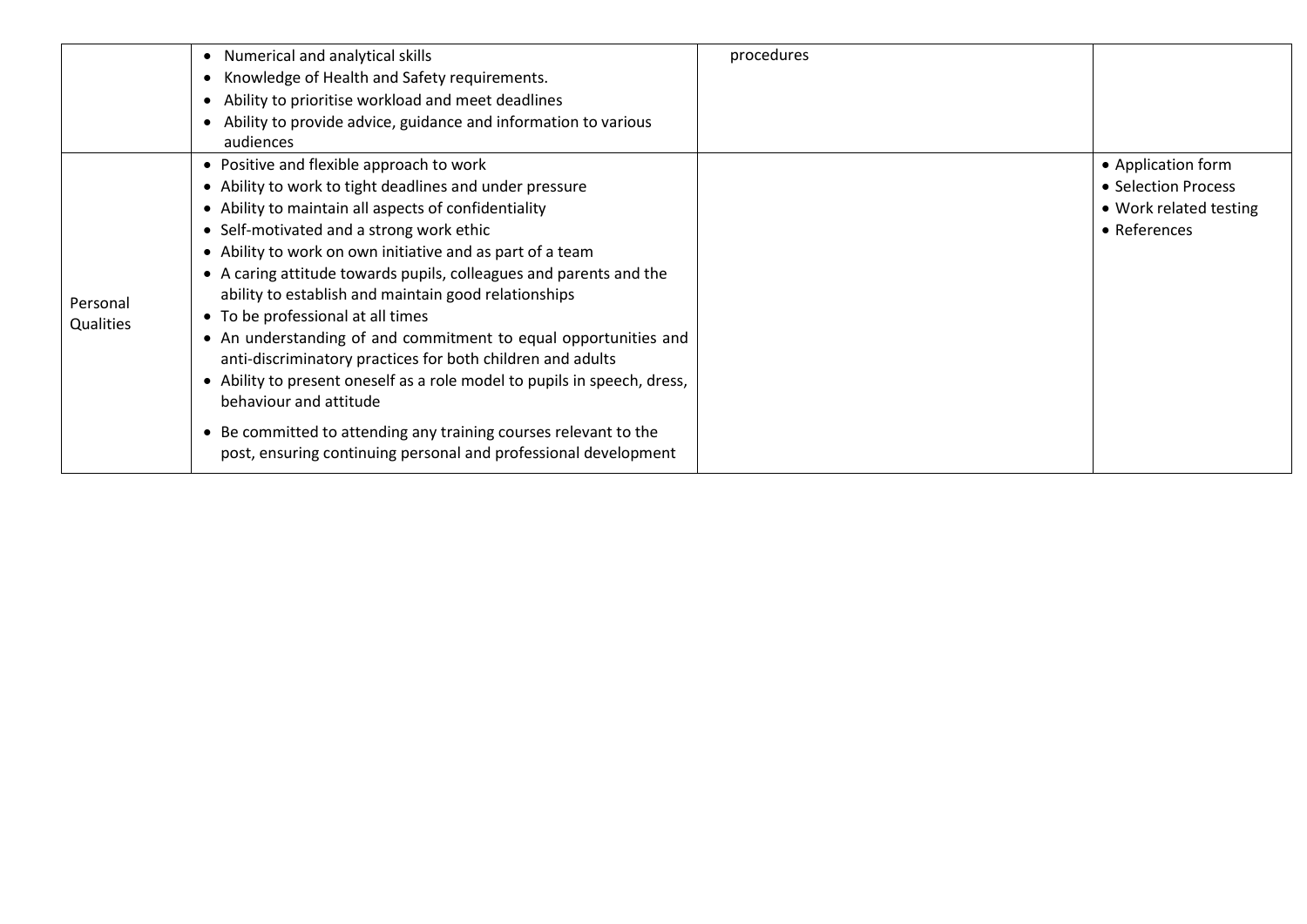| | | | |
|---|---|---|---|
| | • Numerical and analytical skills<br>• Knowledge of Health and Safety requirements.<br>• Ability to prioritise workload and meet deadlines<br>• Ability to provide advice, guidance and information to various audiences | procedures | |
| Personal Qualities | • Positive and flexible approach to work<br>• Ability to work to tight deadlines and under pressure<br>• Ability to maintain all aspects of confidentiality<br>• Self-motivated and a strong work ethic<br>• Ability to work on own initiative and as part of a team<br>• A caring attitude towards pupils, colleagues and parents and the ability to establish and maintain good relationships<br>• To be professional at all times<br>• An understanding of and commitment to equal opportunities and anti-discriminatory practices for both children and adults<br>• Ability to present oneself as a role model to pupils in speech, dress, behaviour and attitude<br>• Be committed to attending any training courses relevant to the post, ensuring continuing personal and professional development | | • Application form<br>• Selection Process<br>• Work related testing<br>• References |